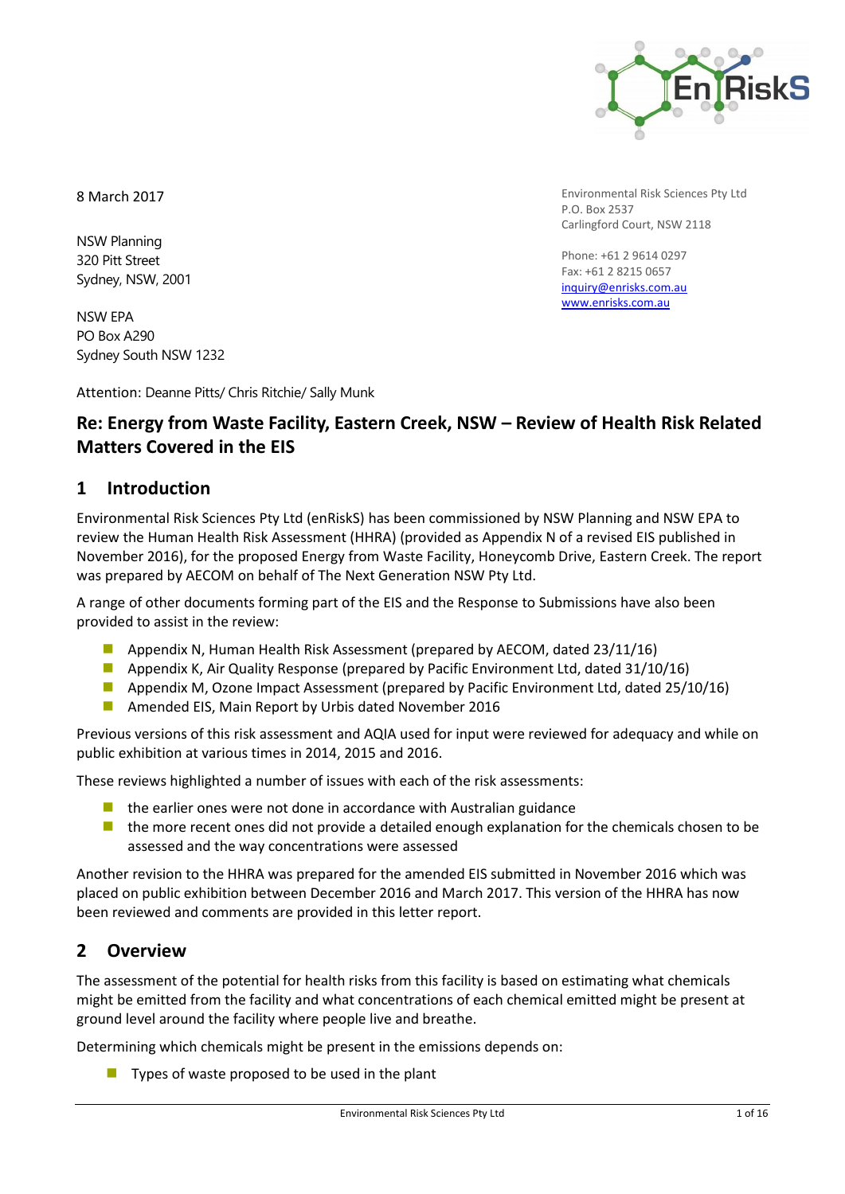8 March 2017

NSW Planning
320 Pitt Street
Sydney, NSW, 2001

NSW EPA
PO Box A290
Sydney South NSW 1232

Environmental Risk Sciences Pty Ltd
P.O. Box 2537
Carlingford Court, NSW 2118

Phone: +61 2 9614 0297
Fax: +61 2 8215 0657
inquiry@enrisks.com.au
www.enrisks.com.au

Attention: Deanne Pitts/ Chris Ritchie/ Sally Munk

# Re: Energy from Waste Facility, Eastern Creek, NSW – Review of Health Risk Related Matters Covered in the EIS

## 1 Introduction

Environmental Risk Sciences Pty Ltd (enRiskS) has been commissioned by NSW Planning and NSW EPA to review the Human Health Risk Assessment (HHRA) (provided as Appendix N of a revised EIS published in November 2016), for the proposed Energy from Waste Facility, Honeycomb Drive, Eastern Creek. The report was prepared by AECOM on behalf of The Next Generation NSW Pty Ltd.

A range of other documents forming part of the EIS and the Response to Submissions have also been provided to assist in the review:

- Appendix N, Human Health Risk Assessment (prepared by AECOM, dated 23/11/16)
- Appendix K, Air Quality Response (prepared by Pacific Environment Ltd, dated 31/10/16)
- Appendix M, Ozone Impact Assessment (prepared by Pacific Environment Ltd, dated 25/10/16)
- Amended EIS, Main Report by Urbis dated November 2016

Previous versions of this risk assessment and AQIA used for input were reviewed for adequacy and while on public exhibition at various times in 2014, 2015 and 2016.

These reviews highlighted a number of issues with each of the risk assessments:

- the earlier ones were not done in accordance with Australian guidance
- the more recent ones did not provide a detailed enough explanation for the chemicals chosen to be assessed and the way concentrations were assessed

Another revision to the HHRA was prepared for the amended EIS submitted in November 2016 which was placed on public exhibition between December 2016 and March 2017. This version of the HHRA has now been reviewed and comments are provided in this letter report.

## 2 Overview

The assessment of the potential for health risks from this facility is based on estimating what chemicals might be emitted from the facility and what concentrations of each chemical emitted might be present at ground level around the facility where people live and breathe.

Determining which chemicals might be present in the emissions depends on:

- Types of waste proposed to be used in the plant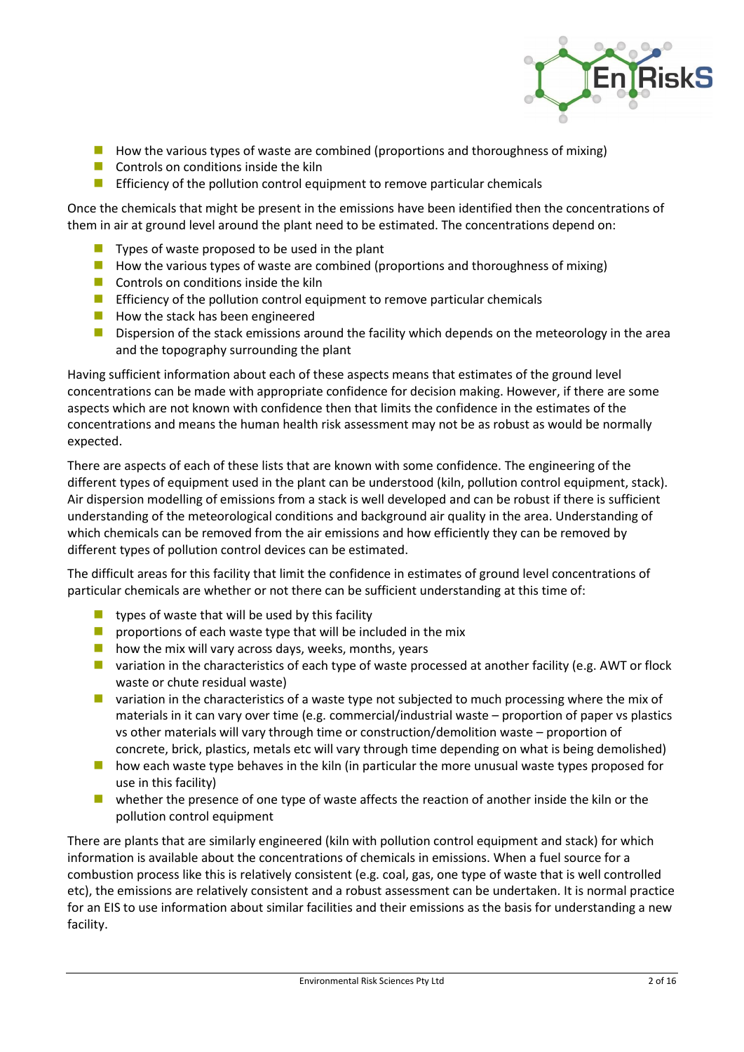- How the various types of waste are combined (proportions and thoroughness of mixing)
- Controls on conditions inside the kiln
- Efficiency of the pollution control equipment to remove particular chemicals

Once the chemicals that might be present in the emissions have been identified then the concentrations of them in air at ground level around the plant need to be estimated. The concentrations depend on:

- Types of waste proposed to be used in the plant
- How the various types of waste are combined (proportions and thoroughness of mixing)
- Controls on conditions inside the kiln
- Efficiency of the pollution control equipment to remove particular chemicals
- How the stack has been engineered
- Dispersion of the stack emissions around the facility which depends on the meteorology in the area and the topography surrounding the plant

Having sufficient information about each of these aspects means that estimates of the ground level concentrations can be made with appropriate confidence for decision making. However, if there are some aspects which are not known with confidence then that limits the confidence in the estimates of the concentrations and means the human health risk assessment may not be as robust as would be normally expected.

There are aspects of each of these lists that are known with some confidence. The engineering of the different types of equipment used in the plant can be understood (kiln, pollution control equipment, stack). Air dispersion modelling of emissions from a stack is well developed and can be robust if there is sufficient understanding of the meteorological conditions and background air quality in the area. Understanding of which chemicals can be removed from the air emissions and how efficiently they can be removed by different types of pollution control devices can be estimated.

The difficult areas for this facility that limit the confidence in estimates of ground level concentrations of particular chemicals are whether or not there can be sufficient understanding at this time of:

- types of waste that will be used by this facility
- proportions of each waste type that will be included in the mix
- how the mix will vary across days, weeks, months, years
- variation in the characteristics of each type of waste processed at another facility (e.g. AWT or flock waste or chute residual waste)
- variation in the characteristics of a waste type not subjected to much processing where the mix of materials in it can vary over time (e.g. commercial/industrial waste – proportion of paper vs plastics vs other materials will vary through time or construction/demolition waste – proportion of concrete, brick, plastics, metals etc will vary through time depending on what is being demolished)
- how each waste type behaves in the kiln (in particular the more unusual waste types proposed for use in this facility)
- whether the presence of one type of waste affects the reaction of another inside the kiln or the pollution control equipment

There are plants that are similarly engineered (kiln with pollution control equipment and stack) for which information is available about the concentrations of chemicals in emissions. When a fuel source for a combustion process like this is relatively consistent (e.g. coal, gas, one type of waste that is well controlled etc), the emissions are relatively consistent and a robust assessment can be undertaken. It is normal practice for an EIS to use information about similar facilities and their emissions as the basis for understanding a new facility.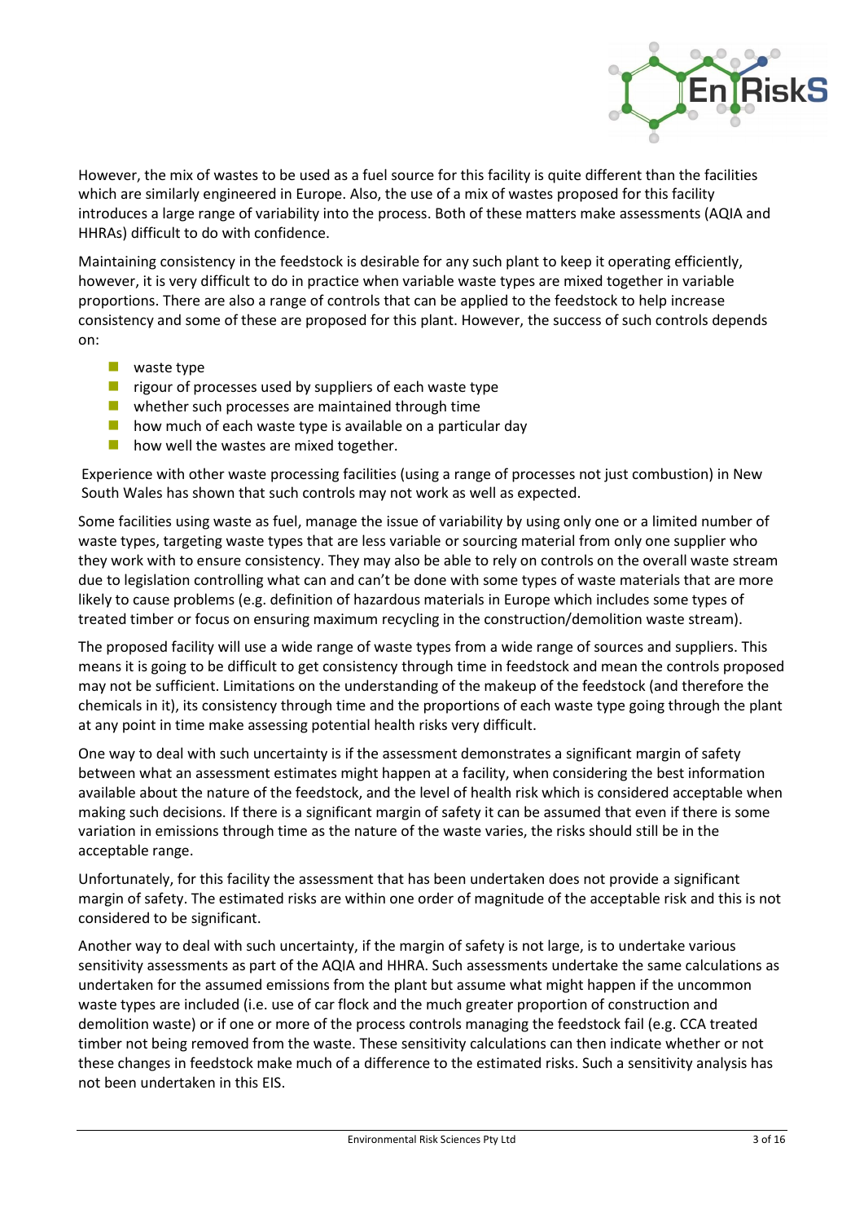However, the mix of wastes to be used as a fuel source for this facility is quite different than the facilities which are similarly engineered in Europe. Also, the use of a mix of wastes proposed for this facility introduces a large range of variability into the process. Both of these matters make assessments (AQIA and HHRAs) difficult to do with confidence.

Maintaining consistency in the feedstock is desirable for any such plant to keep it operating efficiently, however, it is very difficult to do in practice when variable waste types are mixed together in variable proportions. There are also a range of controls that can be applied to the feedstock to help increase consistency and some of these are proposed for this plant. However, the success of such controls depends on:

- waste type
- rigour of processes used by suppliers of each waste type
- whether such processes are maintained through time
- how much of each waste type is available on a particular day
- how well the wastes are mixed together.

Experience with other waste processing facilities (using a range of processes not just combustion) in New South Wales has shown that such controls may not work as well as expected.

Some facilities using waste as fuel, manage the issue of variability by using only one or a limited number of waste types, targeting waste types that are less variable or sourcing material from only one supplier who they work with to ensure consistency. They may also be able to rely on controls on the overall waste stream due to legislation controlling what can and can't be done with some types of waste materials that are more likely to cause problems (e.g. definition of hazardous materials in Europe which includes some types of treated timber or focus on ensuring maximum recycling in the construction/demolition waste stream).

The proposed facility will use a wide range of waste types from a wide range of sources and suppliers. This means it is going to be difficult to get consistency through time in feedstock and mean the controls proposed may not be sufficient. Limitations on the understanding of the makeup of the feedstock (and therefore the chemicals in it), its consistency through time and the proportions of each waste type going through the plant at any point in time make assessing potential health risks very difficult.

One way to deal with such uncertainty is if the assessment demonstrates a significant margin of safety between what an assessment estimates might happen at a facility, when considering the best information available about the nature of the feedstock, and the level of health risk which is considered acceptable when making such decisions. If there is a significant margin of safety it can be assumed that even if there is some variation in emissions through time as the nature of the waste varies, the risks should still be in the acceptable range.

Unfortunately, for this facility the assessment that has been undertaken does not provide a significant margin of safety. The estimated risks are within one order of magnitude of the acceptable risk and this is not considered to be significant.

Another way to deal with such uncertainty, if the margin of safety is not large, is to undertake various sensitivity assessments as part of the AQIA and HHRA. Such assessments undertake the same calculations as undertaken for the assumed emissions from the plant but assume what might happen if the uncommon waste types are included (i.e. use of car flock and the much greater proportion of construction and demolition waste) or if one or more of the process controls managing the feedstock fail (e.g. CCA treated timber not being removed from the waste. These sensitivity calculations can then indicate whether or not these changes in feedstock make much of a difference to the estimated risks. Such a sensitivity analysis has not been undertaken in this EIS.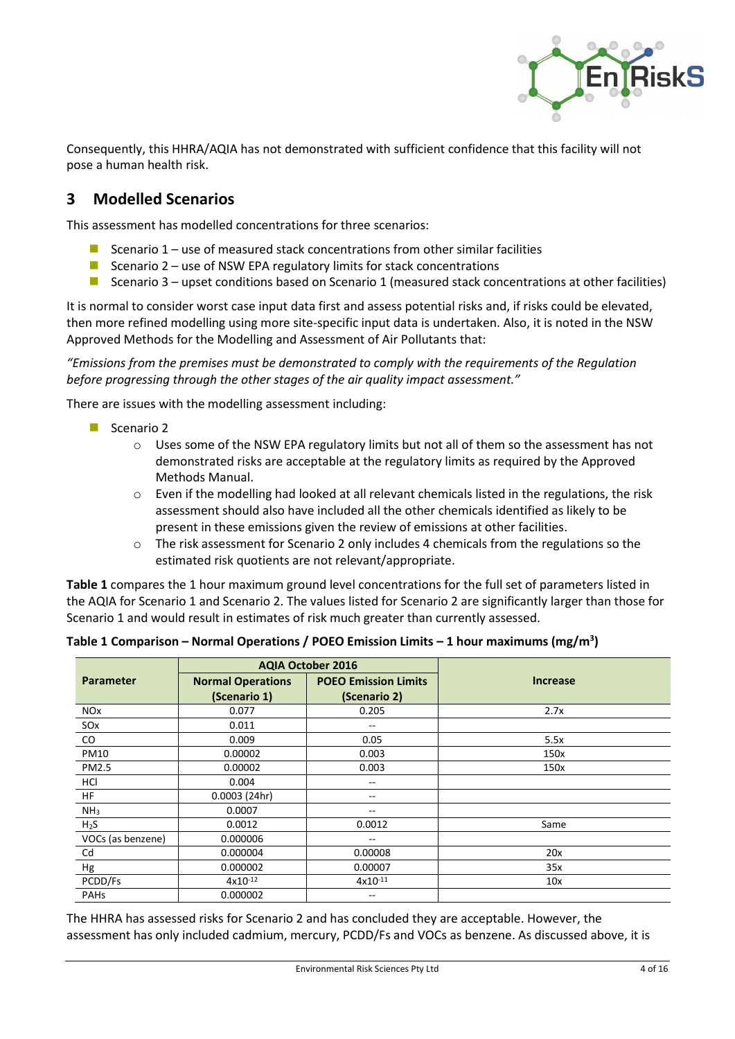Consequently, this HHRA/AQIA has not demonstrated with sufficient confidence that this facility will not pose a human health risk.

## 3 Modelled Scenarios

This assessment has modelled concentrations for three scenarios:

- Scenario 1 – use of measured stack concentrations from other similar facilities
- Scenario 2 – use of NSW EPA regulatory limits for stack concentrations
- Scenario 3 – upset conditions based on Scenario 1 (measured stack concentrations at other facilities)

It is normal to consider worst case input data first and assess potential risks and, if risks could be elevated, then more refined modelling using more site-specific input data is undertaken. Also, it is noted in the NSW Approved Methods for the Modelling and Assessment of Air Pollutants that:

*"Emissions from the premises must be demonstrated to comply with the requirements of the Regulation before progressing through the other stages of the air quality impact assessment."*

There are issues with the modelling assessment including:

- Scenario 2
  - Uses some of the NSW EPA regulatory limits but not all of them so the assessment has not demonstrated risks are acceptable at the regulatory limits as required by the Approved Methods Manual.
  - Even if the modelling had looked at all relevant chemicals listed in the regulations, the risk assessment should also have included all the other chemicals identified as likely to be present in these emissions given the review of emissions at other facilities.
  - The risk assessment for Scenario 2 only includes 4 chemicals from the regulations so the estimated risk quotients are not relevant/appropriate.

**Table 1** compares the 1 hour maximum ground level concentrations for the full set of parameters listed in the AQIA for Scenario 1 and Scenario 2. The values listed for Scenario 2 are significantly larger than those for Scenario 1 and would result in estimates of risk much greater than currently assessed.

**Table 1 Comparison – Normal Operations / POEO Emission Limits – 1 hour maximums (mg/m$^3$)**

| Parameter | AQIA October 2016 | | Increase |
|---|---|---|---|
| | Normal Operations (Scenario 1) | POEO Emission Limits (Scenario 2) | |
| NOx | 0.077 | 0.205 | 2.7x |
| SOx | 0.011 | -- | |
| CO | 0.009 | 0.05 | 5.5x |
| PM10 | 0.00002 | 0.003 | 150x |
| PM2.5 | 0.00002 | 0.003 | 150x |
| HCl | 0.004 | -- | |
| HF | 0.0003 (24hr) | -- | |
| $NH_3$ | 0.0007 | -- | |
| $H_2S$ | 0.0012 | 0.0012 | Same |
| VOCs (as benzene) | 0.000006 | -- | |
| Cd | 0.000004 | 0.00008 | 20x |
| Hg | 0.000002 | 0.00007 | 35x |
| PCDD/Fs | $4x10^{-12}$ | $4x10^{-11}$ | 10x |
| PAHs | 0.000002 | -- | |

The HHRA has assessed risks for Scenario 2 and has concluded they are acceptable. However, the assessment has only included cadmium, mercury, PCDD/Fs and VOCs as benzene. As discussed above, it is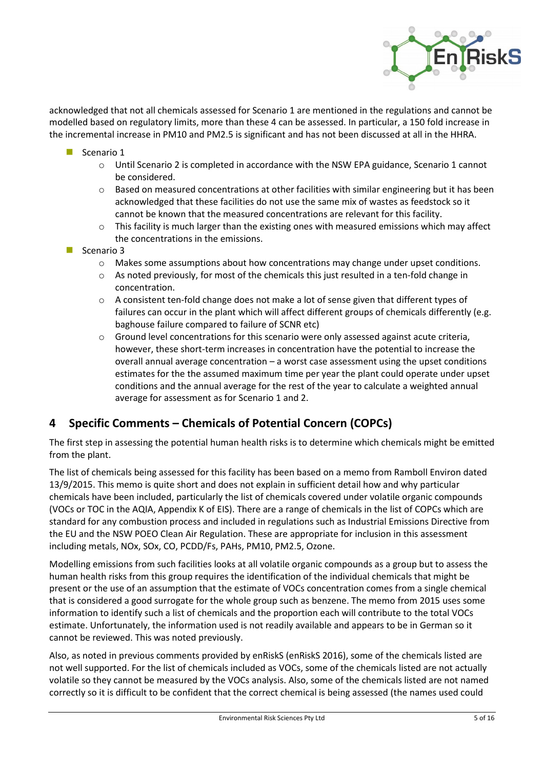acknowledged that not all chemicals assessed for Scenario 1 are mentioned in the regulations and cannot be modelled based on regulatory limits, more than these 4 can be assessed. In particular, a 150 fold increase in the incremental increase in PM10 and PM2.5 is significant and has not been discussed at all in the HHRA.

- Scenario 1
  - Until Scenario 2 is completed in accordance with the NSW EPA guidance, Scenario 1 cannot be considered.
  - Based on measured concentrations at other facilities with similar engineering but it has been acknowledged that these facilities do not use the same mix of wastes as feedstock so it cannot be known that the measured concentrations are relevant for this facility.
  - This facility is much larger than the existing ones with measured emissions which may affect the concentrations in the emissions.
- Scenario 3
  - Makes some assumptions about how concentrations may change under upset conditions.
  - As noted previously, for most of the chemicals this just resulted in a ten-fold change in concentration.
  - A consistent ten-fold change does not make a lot of sense given that different types of failures can occur in the plant which will affect different groups of chemicals differently (e.g. baghouse failure compared to failure of SCNR etc)
  - Ground level concentrations for this scenario were only assessed against acute criteria, however, these short-term increases in concentration have the potential to increase the overall annual average concentration – a worst case assessment using the upset conditions estimates for the the assumed maximum time per year the plant could operate under upset conditions and the annual average for the rest of the year to calculate a weighted annual average for assessment as for Scenario 1 and 2.

## 4 Specific Comments – Chemicals of Potential Concern (COPCs)

The first step in assessing the potential human health risks is to determine which chemicals might be emitted from the plant.

The list of chemicals being assessed for this facility has been based on a memo from Ramboll Environ dated 13/9/2015. This memo is quite short and does not explain in sufficient detail how and why particular chemicals have been included, particularly the list of chemicals covered under volatile organic compounds (VOCs or TOC in the AQIA, Appendix K of EIS). There are a range of chemicals in the list of COPCs which are standard for any combustion process and included in regulations such as Industrial Emissions Directive from the EU and the NSW POEO Clean Air Regulation. These are appropriate for inclusion in this assessment including metals, NOx, SOx, CO, PCDD/Fs, PAHs, PM10, PM2.5, Ozone.

Modelling emissions from such facilities looks at all volatile organic compounds as a group but to assess the human health risks from this group requires the identification of the individual chemicals that might be present or the use of an assumption that the estimate of VOCs concentration comes from a single chemical that is considered a good surrogate for the whole group such as benzene. The memo from 2015 uses some information to identify such a list of chemicals and the proportion each will contribute to the total VOCs estimate. Unfortunately, the information used is not readily available and appears to be in German so it cannot be reviewed. This was noted previously.

Also, as noted in previous comments provided by enRiskS (enRiskS 2016), some of the chemicals listed are not well supported. For the list of chemicals included as VOCs, some of the chemicals listed are not actually volatile so they cannot be measured by the VOCs analysis. Also, some of the chemicals listed are not named correctly so it is difficult to be confident that the correct chemical is being assessed (the names used could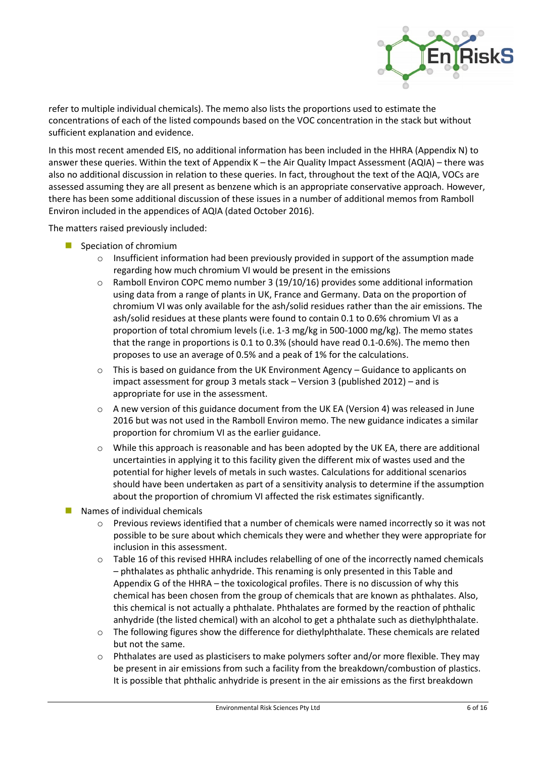refer to multiple individual chemicals). The memo also lists the proportions used to estimate the concentrations of each of the listed compounds based on the VOC concentration in the stack but without sufficient explanation and evidence.

In this most recent amended EIS, no additional information has been included in the HHRA (Appendix N) to answer these queries. Within the text of Appendix K – the Air Quality Impact Assessment (AQIA) – there was also no additional discussion in relation to these queries. In fact, throughout the text of the AQIA, VOCs are assessed assuming they are all present as benzene which is an appropriate conservative approach. However, there has been some additional discussion of these issues in a number of additional memos from Ramboll Environ included in the appendices of AQIA (dated October 2016).

The matters raised previously included:

- Speciation of chromium
  - Insufficient information had been previously provided in support of the assumption made regarding how much chromium VI would be present in the emissions
  - Ramboll Environ COPC memo number 3 (19/10/16) provides some additional information using data from a range of plants in UK, France and Germany. Data on the proportion of chromium VI was only available for the ash/solid residues rather than the air emissions. The ash/solid residues at these plants were found to contain 0.1 to 0.6% chromium VI as a proportion of total chromium levels (i.e. 1-3 mg/kg in 500-1000 mg/kg). The memo states that the range in proportions is 0.1 to 0.3% (should have read 0.1-0.6%). The memo then proposes to use an average of 0.5% and a peak of 1% for the calculations.
  - This is based on guidance from the UK Environment Agency – Guidance to applicants on impact assessment for group 3 metals stack – Version 3 (published 2012) – and is appropriate for use in the assessment.
  - A new version of this guidance document from the UK EA (Version 4) was released in June 2016 but was not used in the Ramboll Environ memo. The new guidance indicates a similar proportion for chromium VI as the earlier guidance.
  - While this approach is reasonable and has been adopted by the UK EA, there are additional uncertainties in applying it to this facility given the different mix of wastes used and the potential for higher levels of metals in such wastes. Calculations for additional scenarios should have been undertaken as part of a sensitivity analysis to determine if the assumption about the proportion of chromium VI affected the risk estimates significantly.
- Names of individual chemicals
  - Previous reviews identified that a number of chemicals were named incorrectly so it was not possible to be sure about which chemicals they were and whether they were appropriate for inclusion in this assessment.
  - Table 16 of this revised HHRA includes relabelling of one of the incorrectly named chemicals – phthalates as phthalic anhydride. This renaming is only presented in this Table and Appendix G of the HHRA – the toxicological profiles. There is no discussion of why this chemical has been chosen from the group of chemicals that are known as phthalates. Also, this chemical is not actually a phthalate. Phthalates are formed by the reaction of phthalic anhydride (the listed chemical) with an alcohol to get a phthalate such as diethylphthalate.
  - The following figures show the difference for diethylphthalate. These chemicals are related but not the same.
  - Phthalates are used as plasticisers to make polymers softer and/or more flexible. They may be present in air emissions from such a facility from the breakdown/combustion of plastics. It is possible that phthalic anhydride is present in the air emissions as the first breakdown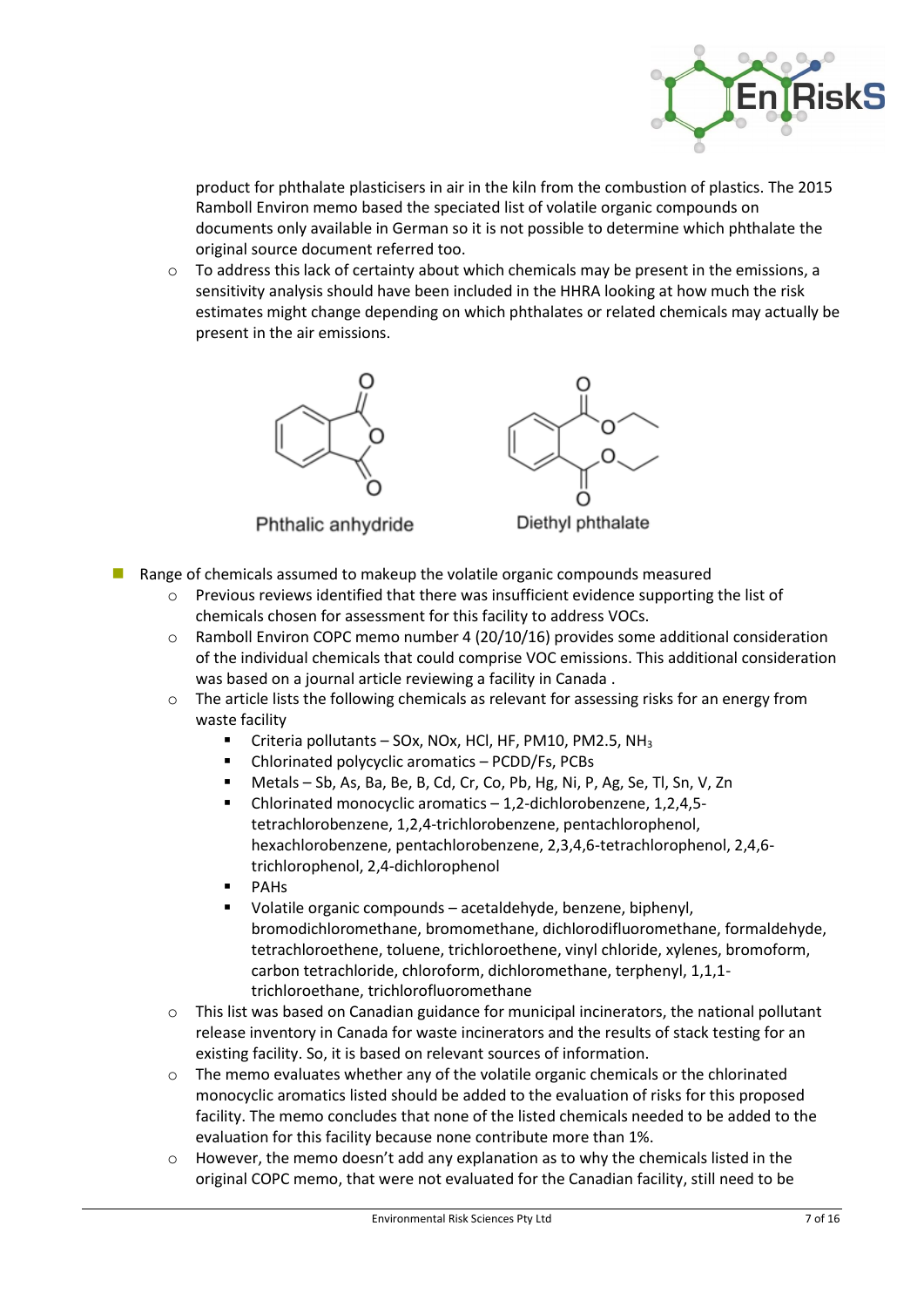product for phthalate plasticisers in air in the kiln from the combustion of plastics. The 2015 Ramboll Environ memo based the speciated list of volatile organic compounds on documents only available in German so it is not possible to determine which phthalate the original source document referred too.

- To address this lack of certainty about which chemicals may be present in the emissions, a sensitivity analysis should have been included in the HHRA looking at how much the risk estimates might change depending on which phthalates or related chemicals may actually be present in the air emissions.

Phthalic anhydride

Diethyl phthalate

- Range of chemicals assumed to makeup the volatile organic compounds measured
  - Previous reviews identified that there was insufficient evidence supporting the list of chemicals chosen for assessment for this facility to address VOCs.
  - Ramboll Environ COPC memo number 4 (20/10/16) provides some additional consideration of the individual chemicals that could comprise VOC emissions. This additional consideration was based on a journal article reviewing a facility in Canada .
  - The article lists the following chemicals as relevant for assessing risks for an energy from waste facility
    - Criteria pollutants – SOx, NOx, HCl, HF, PM10, PM2.5, $NH_3$
    - Chlorinated polycyclic aromatics – PCDD/Fs, PCBs
    - Metals – Sb, As, Ba, Be, B, Cd, Cr, Co, Pb, Hg, Ni, P, Ag, Se, Tl, Sn, V, Zn
    - Chlorinated monocyclic aromatics – 1,2-dichlorobenzene, 1,2,4,5-tetrachlorobenzene, 1,2,4-trichlorobenzene, pentachlorophenol, hexachlorobenzene, pentachlorobenzene, 2,3,4,6-tetrachlorophenol, 2,4,6-trichlorophenol, 2,4-dichlorophenol
    - PAHs
    - Volatile organic compounds – acetaldehyde, benzene, biphenyl, bromodichloromethane, bromomethane, dichlorodifluoromethane, formaldehyde, tetrachloroethene, toluene, trichloroethene, vinyl chloride, xylenes, bromoform, carbon tetrachloride, chloroform, dichloromethane, terphenyl, 1,1,1-trichloroethane, trichlorofluoromethane
  - This list was based on Canadian guidance for municipal incinerators, the national pollutant release inventory in Canada for waste incinerators and the results of stack testing for an existing facility. So, it is based on relevant sources of information.
  - The memo evaluates whether any of the volatile organic chemicals or the chlorinated monocyclic aromatics listed should be added to the evaluation of risks for this proposed facility. The memo concludes that none of the listed chemicals needed to be added to the evaluation for this facility because none contribute more than 1%.
  - However, the memo doesn't add any explanation as to why the chemicals listed in the original COPC memo, that were not evaluated for the Canadian facility, still need to be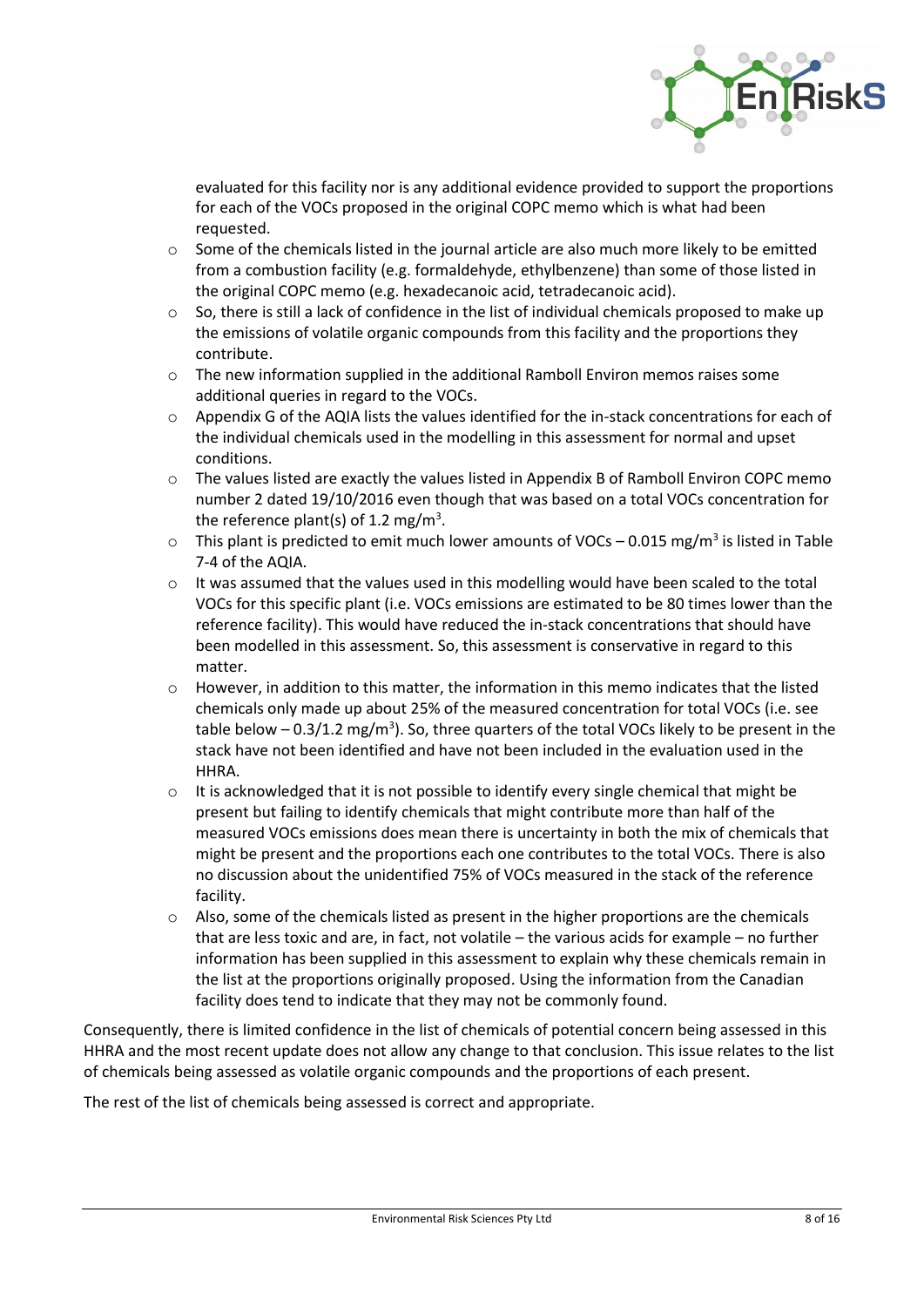evaluated for this facility nor is any additional evidence provided to support the proportions for each of the VOCs proposed in the original COPC memo which is what had been requested.

- Some of the chemicals listed in the journal article are also much more likely to be emitted from a combustion facility (e.g. formaldehyde, ethylbenzene) than some of those listed in the original COPC memo (e.g. hexadecanoic acid, tetradecanoic acid).
- So, there is still a lack of confidence in the list of individual chemicals proposed to make up the emissions of volatile organic compounds from this facility and the proportions they contribute.
- The new information supplied in the additional Ramboll Environ memos raises some additional queries in regard to the VOCs.
- Appendix G of the AQIA lists the values identified for the in-stack concentrations for each of the individual chemicals used in the modelling in this assessment for normal and upset conditions.
- The values listed are exactly the values listed in Appendix B of Ramboll Environ COPC memo number 2 dated 19/10/2016 even though that was based on a total VOCs concentration for the reference plant(s) of 1.2 mg/m$^3$.
- This plant is predicted to emit much lower amounts of VOCs – 0.015 mg/m$^3$ is listed in Table 7-4 of the AQIA.
- It was assumed that the values used in this modelling would have been scaled to the total VOCs for this specific plant (i.e. VOCs emissions are estimated to be 80 times lower than the reference facility). This would have reduced the in-stack concentrations that should have been modelled in this assessment. So, this assessment is conservative in regard to this matter.
- However, in addition to this matter, the information in this memo indicates that the listed chemicals only made up about 25% of the measured concentration for total VOCs (i.e. see table below – 0.3/1.2 mg/m$^3$). So, three quarters of the total VOCs likely to be present in the stack have not been identified and have not been included in the evaluation used in the HHRA.
- It is acknowledged that it is not possible to identify every single chemical that might be present but failing to identify chemicals that might contribute more than half of the measured VOCs emissions does mean there is uncertainty in both the mix of chemicals that might be present and the proportions each one contributes to the total VOCs. There is also no discussion about the unidentified 75% of VOCs measured in the stack of the reference facility.
- Also, some of the chemicals listed as present in the higher proportions are the chemicals that are less toxic and are, in fact, not volatile – the various acids for example – no further information has been supplied in this assessment to explain why these chemicals remain in the list at the proportions originally proposed. Using the information from the Canadian facility does tend to indicate that they may not be commonly found.

Consequently, there is limited confidence in the list of chemicals of potential concern being assessed in this HHRA and the most recent update does not allow any change to that conclusion. This issue relates to the list of chemicals being assessed as volatile organic compounds and the proportions of each present.

The rest of the list of chemicals being assessed is correct and appropriate.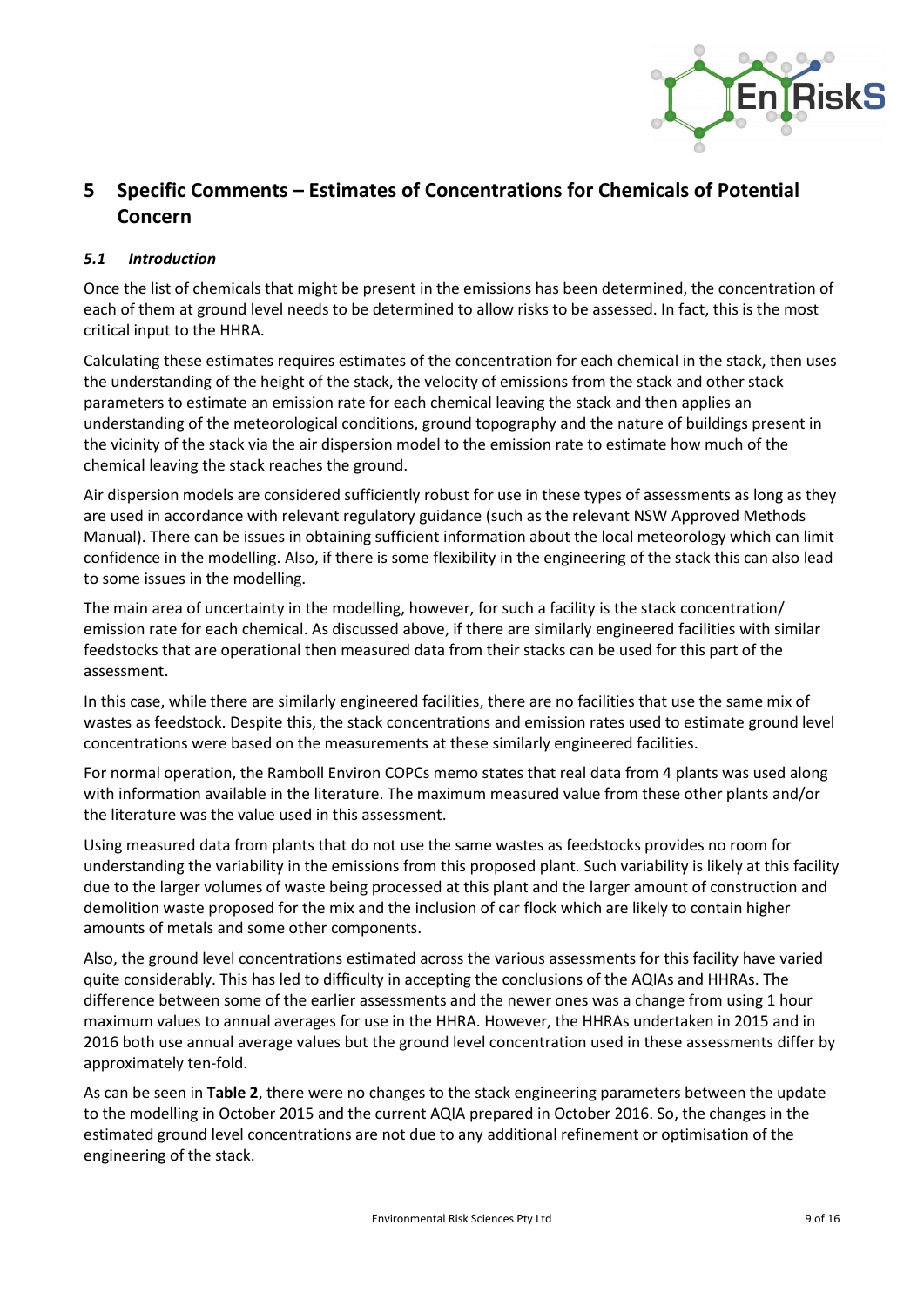## 5 Specific Comments – Estimates of Concentrations for Chemicals of Potential Concern

### *5.1 Introduction*

Once the list of chemicals that might be present in the emissions has been determined, the concentration of each of them at ground level needs to be determined to allow risks to be assessed. In fact, this is the most critical input to the HHRA.

Calculating these estimates requires estimates of the concentration for each chemical in the stack, then uses the understanding of the height of the stack, the velocity of emissions from the stack and other stack parameters to estimate an emission rate for each chemical leaving the stack and then applies an understanding of the meteorological conditions, ground topography and the nature of buildings present in the vicinity of the stack via the air dispersion model to the emission rate to estimate how much of the chemical leaving the stack reaches the ground.

Air dispersion models are considered sufficiently robust for use in these types of assessments as long as they are used in accordance with relevant regulatory guidance (such as the relevant NSW Approved Methods Manual). There can be issues in obtaining sufficient information about the local meteorology which can limit confidence in the modelling. Also, if there is some flexibility in the engineering of the stack this can also lead to some issues in the modelling.

The main area of uncertainty in the modelling, however, for such a facility is the stack concentration/ emission rate for each chemical. As discussed above, if there are similarly engineered facilities with similar feedstocks that are operational then measured data from their stacks can be used for this part of the assessment.

In this case, while there are similarly engineered facilities, there are no facilities that use the same mix of wastes as feedstock. Despite this, the stack concentrations and emission rates used to estimate ground level concentrations were based on the measurements at these similarly engineered facilities.

For normal operation, the Ramboll Environ COPCs memo states that real data from 4 plants was used along with information available in the literature. The maximum measured value from these other plants and/or the literature was the value used in this assessment.

Using measured data from plants that do not use the same wastes as feedstocks provides no room for understanding the variability in the emissions from this proposed plant. Such variability is likely at this facility due to the larger volumes of waste being processed at this plant and the larger amount of construction and demolition waste proposed for the mix and the inclusion of car flock which are likely to contain higher amounts of metals and some other components.

Also, the ground level concentrations estimated across the various assessments for this facility have varied quite considerably. This has led to difficulty in accepting the conclusions of the AQIAs and HHRAs. The difference between some of the earlier assessments and the newer ones was a change from using 1 hour maximum values to annual averages for use in the HHRA. However, the HHRAs undertaken in 2015 and in 2016 both use annual average values but the ground level concentration used in these assessments differ by approximately ten-fold.

As can be seen in **Table 2**, there were no changes to the stack engineering parameters between the update to the modelling in October 2015 and the current AQIA prepared in October 2016. So, the changes in the estimated ground level concentrations are not due to any additional refinement or optimisation of the engineering of the stack.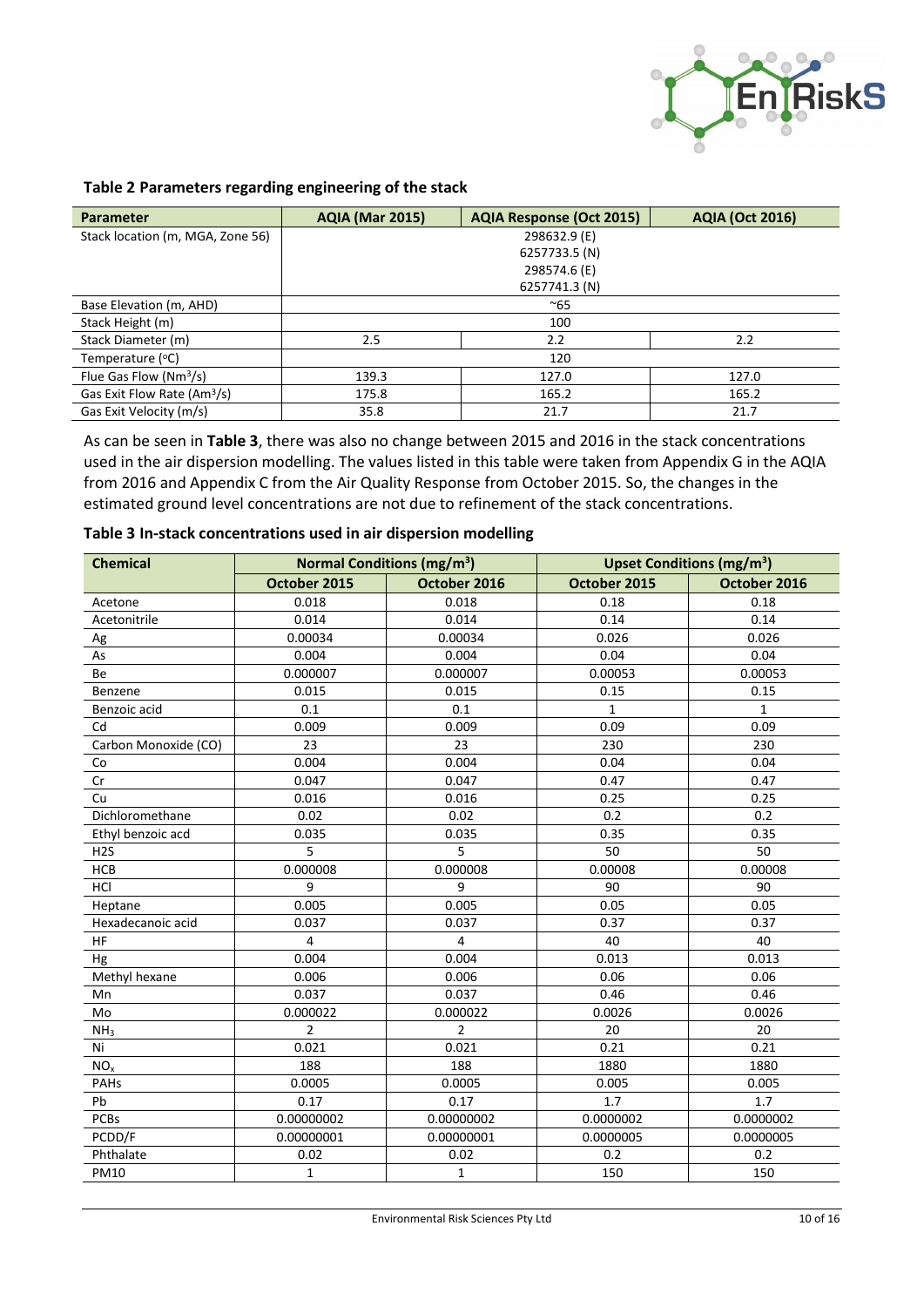**Table 2 Parameters regarding engineering of the stack**

| Parameter | AQIA (Mar 2015) | AQIA Response (Oct 2015) | AQIA (Oct 2016) |
|---|---|---|---|
| Stack location (m, MGA, Zone 56) | 298632.9 (E)<br>6257733.5 (N)<br>298574.6 (E)<br>6257741.3 (N) | | |
| Base Elevation (m, AHD) | ~65 | | |
| Stack Height (m) | 100 | | |
| Stack Diameter (m) | 2.5 | 2.2 | 2.2 |
| Temperature (°C) | 120 | | |
| Flue Gas Flow ($Nm^3/s$) | 139.3 | 127.0 | 127.0 |
| Gas Exit Flow Rate ($Am^3/s$) | 175.8 | 165.2 | 165.2 |
| Gas Exit Velocity (m/s) | 35.8 | 21.7 | 21.7 |

As can be seen in **Table 3**, there was also no change between 2015 and 2016 in the stack concentrations used in the air dispersion modelling. The values listed in this table were taken from Appendix G in the AQIA from 2016 and Appendix C from the Air Quality Response from October 2015. So, the changes in the estimated ground level concentrations are not due to refinement of the stack concentrations.

**Table 3 In-stack concentrations used in air dispersion modelling**

| Chemical | Normal Conditions ($mg/m^3$) | | Upset Conditions ($mg/m^3$) | |
|---|---|---|---|---|
| | October 2015 | October 2016 | October 2015 | October 2016 |
| Acetone | 0.018 | 0.018 | 0.18 | 0.18 |
| Acetonitrile | 0.014 | 0.014 | 0.14 | 0.14 |
| Ag | 0.00034 | 0.00034 | 0.026 | 0.026 |
| As | 0.004 | 0.004 | 0.04 | 0.04 |
| Be | 0.000007 | 0.000007 | 0.00053 | 0.00053 |
| Benzene | 0.015 | 0.015 | 0.15 | 0.15 |
| Benzoic acid | 0.1 | 0.1 | 1 | 1 |
| Cd | 0.009 | 0.009 | 0.09 | 0.09 |
| Carbon Monoxide (CO) | 23 | 23 | 230 | 230 |
| Co | 0.004 | 0.004 | 0.04 | 0.04 |
| Cr | 0.047 | 0.047 | 0.47 | 0.47 |
| Cu | 0.016 | 0.016 | 0.25 | 0.25 |
| Dichloromethane | 0.02 | 0.02 | 0.2 | 0.2 |
| Ethyl benzoic acd | 0.035 | 0.035 | 0.35 | 0.35 |
| H2S | 5 | 5 | 50 | 50 |
| HCB | 0.000008 | 0.000008 | 0.00008 | 0.00008 |
| HCl | 9 | 9 | 90 | 90 |
| Heptane | 0.005 | 0.005 | 0.05 | 0.05 |
| Hexadecanoic acid | 0.037 | 0.037 | 0.37 | 0.37 |
| HF | 4 | 4 | 40 | 40 |
| Hg | 0.004 | 0.004 | 0.013 | 0.013 |
| Methyl hexane | 0.006 | 0.006 | 0.06 | 0.06 |
| Mn | 0.037 | 0.037 | 0.46 | 0.46 |
| Mo | 0.000022 | 0.000022 | 0.0026 | 0.0026 |
| $NH_3$ | 2 | 2 | 20 | 20 |
| Ni | 0.021 | 0.021 | 0.21 | 0.21 |
| $NO_x$ | 188 | 188 | 1880 | 1880 |
| PAHs | 0.0005 | 0.0005 | 0.005 | 0.005 |
| Pb | 0.17 | 0.17 | 1.7 | 1.7 |
| PCBs | 0.00000002 | 0.00000002 | 0.0000002 | 0.0000002 |
| PCDD/F | 0.00000001 | 0.00000001 | 0.0000005 | 0.0000005 |
| Phthalate | 0.02 | 0.02 | 0.2 | 0.2 |
| PM10 | 1 | 1 | 150 | 150 |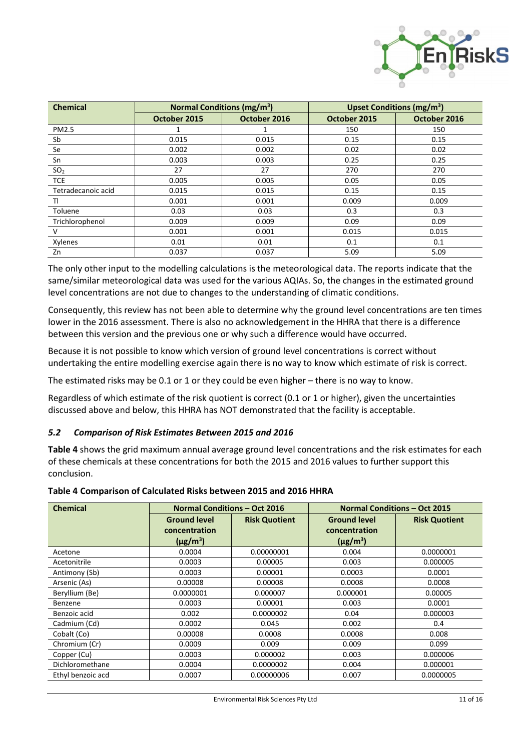| Chemical | Normal Conditions ($mg/m^3$) | | Upset Conditions ($mg/m^3$) | |
|---|---|---|---|---|
| | October 2015 | October 2016 | October 2015 | October 2016 |
| PM2.5 | 1 | 1 | 150 | 150 |
| Sb | 0.015 | 0.015 | 0.15 | 0.15 |
| Se | 0.002 | 0.002 | 0.02 | 0.02 |
| Sn | 0.003 | 0.003 | 0.25 | 0.25 |
| $SO_2$ | 27 | 27 | 270 | 270 |
| TCE | 0.005 | 0.005 | 0.05 | 0.05 |
| Tetradecanoic acid | 0.015 | 0.015 | 0.15 | 0.15 |
| Tl | 0.001 | 0.001 | 0.009 | 0.009 |
| Toluene | 0.03 | 0.03 | 0.3 | 0.3 |
| Trichlorophenol | 0.009 | 0.009 | 0.09 | 0.09 |
| V | 0.001 | 0.001 | 0.015 | 0.015 |
| Xylenes | 0.01 | 0.01 | 0.1 | 0.1 |
| Zn | 0.037 | 0.037 | 5.09 | 5.09 |

The only other input to the modelling calculations is the meteorological data. The reports indicate that the same/similar meteorological data was used for the various AQIAs. So, the changes in the estimated ground level concentrations are not due to changes to the understanding of climatic conditions.

Consequently, this review has not been able to determine why the ground level concentrations are ten times lower in the 2016 assessment. There is also no acknowledgement in the HHRA that there is a difference between this version and the previous one or why such a difference would have occurred.

Because it is not possible to know which version of ground level concentrations is correct without undertaking the entire modelling exercise again there is no way to know which estimate of risk is correct.

The estimated risks may be 0.1 or 1 or they could be even higher – there is no way to know.

Regardless of which estimate of the risk quotient is correct (0.1 or 1 or higher), given the uncertainties discussed above and below, this HHRA has NOT demonstrated that the facility is acceptable.

### *5.2 Comparison of Risk Estimates Between 2015 and 2016*

**Table 4** shows the grid maximum annual average ground level concentrations and the risk estimates for each of these chemicals at these concentrations for both the 2015 and 2016 values to further support this conclusion.

**Table 4 Comparison of Calculated Risks between 2015 and 2016 HHRA**

| Chemical | Normal Conditions – Oct 2016 | | Normal Conditions – Oct 2015 | |
|---|---|---|---|---|
| | Ground level concentration ($\mu g/m^3$) | Risk Quotient | Ground level concentration ($\mu g/m^3$) | Risk Quotient |
| Acetone | 0.0004 | 0.00000001 | 0.004 | 0.0000001 |
| Acetonitrile | 0.0003 | 0.00005 | 0.003 | 0.000005 |
| Antimony (Sb) | 0.0003 | 0.00001 | 0.0003 | 0.0001 |
| Arsenic (As) | 0.00008 | 0.00008 | 0.0008 | 0.0008 |
| Beryllium (Be) | 0.0000001 | 0.000007 | 0.000001 | 0.00005 |
| Benzene | 0.0003 | 0.00001 | 0.003 | 0.0001 |
| Benzoic acid | 0.002 | 0.0000002 | 0.04 | 0.000003 |
| Cadmium (Cd) | 0.0002 | 0.045 | 0.002 | 0.4 |
| Cobalt (Co) | 0.00008 | 0.0008 | 0.0008 | 0.008 |
| Chromium (Cr) | 0.0009 | 0.009 | 0.009 | 0.099 |
| Copper (Cu) | 0.0003 | 0.000002 | 0.003 | 0.000006 |
| Dichloromethane | 0.0004 | 0.0000002 | 0.004 | 0.000001 |
| Ethyl benzoic acd | 0.0007 | 0.00000006 | 0.007 | 0.0000005 |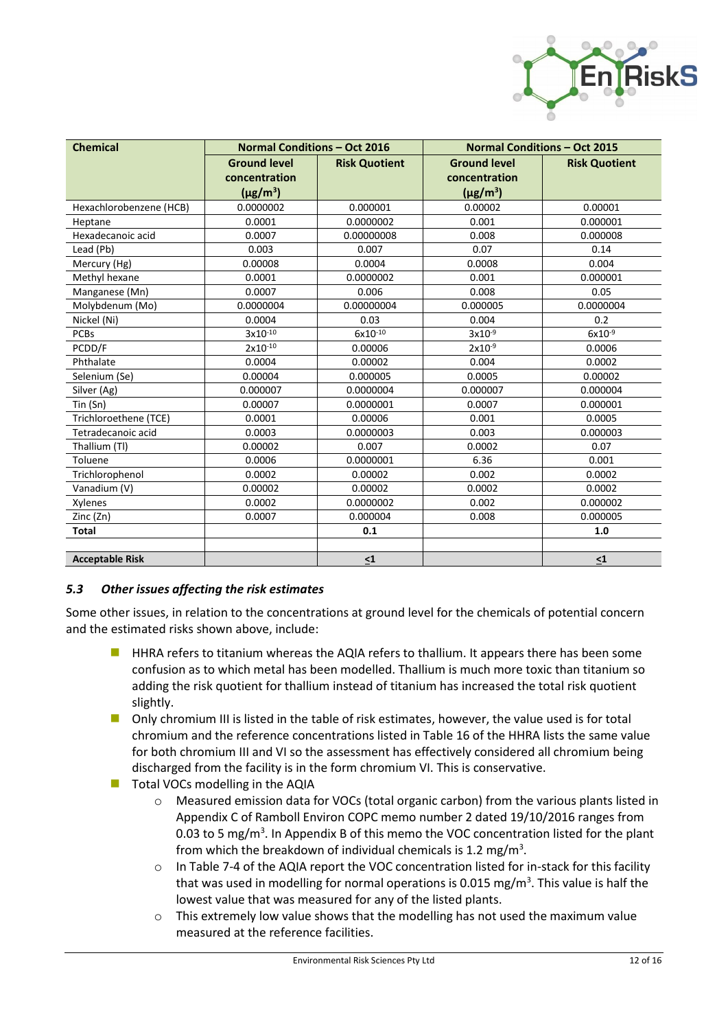| Chemical | Normal Conditions – Oct 2016 | | Normal Conditions – Oct 2015 | |
|---|---|---|---|---|
| | Ground level concentration (μg/m³) | Risk Quotient | Ground level concentration (μg/m³) | Risk Quotient |
| Hexachlorobenzene (HCB) | 0.0000002 | 0.000001 | 0.00002 | 0.00001 |
| Heptane | 0.0001 | 0.0000002 | 0.001 | 0.000001 |
| Hexadecanoic acid | 0.0007 | 0.00000008 | 0.008 | 0.000008 |
| Lead (Pb) | 0.003 | 0.007 | 0.07 | 0.14 |
| Mercury (Hg) | 0.00008 | 0.0004 | 0.0008 | 0.004 |
| Methyl hexane | 0.0001 | 0.0000002 | 0.001 | 0.000001 |
| Manganese (Mn) | 0.0007 | 0.006 | 0.008 | 0.05 |
| Molybdenum (Mo) | 0.0000004 | 0.00000004 | 0.000005 | 0.0000004 |
| Nickel (Ni) | 0.0004 | 0.03 | 0.004 | 0.2 |
| PCBs | $3x10^{-10}$ | $6x10^{-10}$ | $3x10^{-9}$ | $6x10^{-9}$ |
| PCDD/F | $2x10^{-10}$ | 0.00006 | $2x10^{-9}$ | 0.0006 |
| Phthalate | 0.0004 | 0.00002 | 0.004 | 0.0002 |
| Selenium (Se) | 0.00004 | 0.000005 | 0.0005 | 0.00002 |
| Silver (Ag) | 0.000007 | 0.0000004 | 0.000007 | 0.000004 |
| Tin (Sn) | 0.00007 | 0.0000001 | 0.0007 | 0.000001 |
| Trichloroethene (TCE) | 0.0001 | 0.00006 | 0.001 | 0.0005 |
| Tetradecanoic acid | 0.0003 | 0.0000003 | 0.003 | 0.000003 |
| Thallium (Tl) | 0.00002 | 0.007 | 0.0002 | 0.07 |
| Toluene | 0.0006 | 0.0000001 | 6.36 | 0.001 |
| Trichlorophenol | 0.0002 | 0.00002 | 0.002 | 0.0002 |
| Vanadium (V) | 0.00002 | 0.00002 | 0.0002 | 0.0002 |
| Xylenes | 0.0002 | 0.0000002 | 0.002 | 0.000002 |
| Zinc (Zn) | 0.0007 | 0.000004 | 0.008 | 0.000005 |
| **Total** | | **0.1** | | **1.0** |
| | | | | |
| **Acceptable Risk** | | **≤1** | | **≤1** |

### *5.3 Other issues affecting the risk estimates*

Some other issues, in relation to the concentrations at ground level for the chemicals of potential concern and the estimated risks shown above, include:

- HHRA refers to titanium whereas the AQIA refers to thallium. It appears there has been some confusion as to which metal has been modelled. Thallium is much more toxic than titanium so adding the risk quotient for thallium instead of titanium has increased the total risk quotient slightly.
- Only chromium III is listed in the table of risk estimates, however, the value used is for total chromium and the reference concentrations listed in Table 16 of the HHRA lists the same value for both chromium III and VI so the assessment has effectively considered all chromium being discharged from the facility is in the form chromium VI. This is conservative.
- Total VOCs modelling in the AQIA
    - Measured emission data for VOCs (total organic carbon) from the various plants listed in Appendix C of Ramboll Environ COPC memo number 2 dated 19/10/2016 ranges from 0.03 to 5 mg/m³. In Appendix B of this memo the VOC concentration listed for the plant from which the breakdown of individual chemicals is 1.2 mg/m³.
    - In Table 7-4 of the AQIA report the VOC concentration listed for in-stack for this facility that was used in modelling for normal operations is 0.015 mg/m³. This value is half the lowest value that was measured for any of the listed plants.
    - This extremely low value shows that the modelling has not used the maximum value measured at the reference facilities.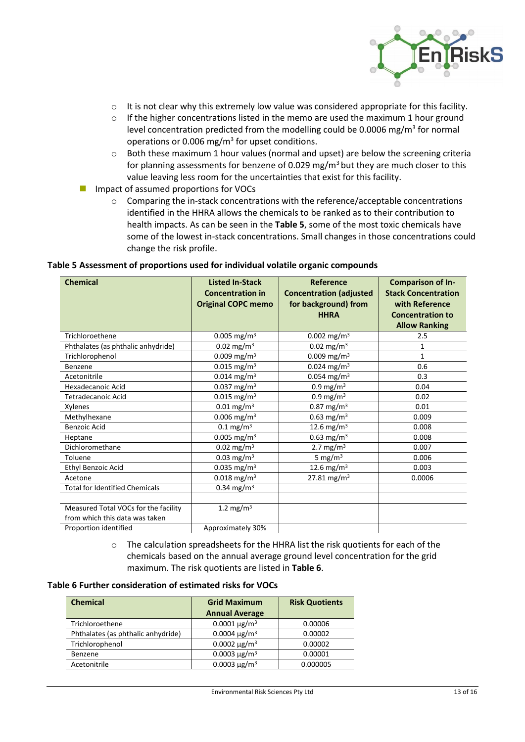- It is not clear why this extremely low value was considered appropriate for this facility.
- If the higher concentrations listed in the memo are used the maximum 1 hour ground level concentration predicted from the modelling could be 0.0006 mg/m$^3$ for normal operations or 0.006 mg/m$^3$ for upset conditions.
- Both these maximum 1 hour values (normal and upset) are below the screening criteria for planning assessments for benzene of 0.029 mg/m$^3$ but they are much closer to this value leaving less room for the uncertainties that exist for this facility.

- Impact of assumed proportions for VOCs
  - Comparing the in-stack concentrations with the reference/acceptable concentrations identified in the HHRA allows the chemicals to be ranked as to their contribution to health impacts. As can be seen in the **Table 5**, some of the most toxic chemicals have some of the lowest in-stack concentrations. Small changes in those concentrations could change the risk profile.

**Table 5 Assessment of proportions used for individual volatile organic compounds**

| Chemical | Listed In-Stack Concentration in Original COPC memo | Reference Concentration (adjusted for background) from HHRA | Comparison of In-Stack Concentration with Reference Concentration to Allow Ranking |
|---|---|---|---|
| Trichloroethene | 0.005 mg/m$^3$ | 0.002 mg/m$^3$ | 2.5 |
| Phthalates (as phthalic anhydride) | 0.02 mg/m$^3$ | 0.02 mg/m$^3$ | 1 |
| Trichlorophenol | 0.009 mg/m$^3$ | 0.009 mg/m$^3$ | 1 |
| Benzene | 0.015 mg/m$^3$ | 0.024 mg/m$^3$ | 0.6 |
| Acetonitrile | 0.014 mg/m$^3$ | 0.054 mg/m$^3$ | 0.3 |
| Hexadecanoic Acid | 0.037 mg/m$^3$ | 0.9 mg/m$^3$ | 0.04 |
| Tetradecanoic Acid | 0.015 mg/m$^3$ | 0.9 mg/m$^3$ | 0.02 |
| Xylenes | 0.01 mg/m$^3$ | 0.87 mg/m$^3$ | 0.01 |
| Methylhexane | 0.006 mg/m$^3$ | 0.63 mg/m$^3$ | 0.009 |
| Benzoic Acid | 0.1 mg/m$^3$ | 12.6 mg/m$^3$ | 0.008 |
| Heptane | 0.005 mg/m$^3$ | 0.63 mg/m$^3$ | 0.008 |
| Dichloromethane | 0.02 mg/m$^3$ | 2.7 mg/m$^3$ | 0.007 |
| Toluene | 0.03 mg/m$^3$ | 5 mg/m$^3$ | 0.006 |
| Ethyl Benzoic Acid | 0.035 mg/m$^3$ | 12.6 mg/m$^3$ | 0.003 |
| Acetone | 0.018 mg/m$^3$ | 27.81 mg/m$^3$ | 0.0006 |
| Total for Identified Chemicals | 0.34 mg/m$^3$ | | |
| | | | |
| Measured Total VOCs for the facility from which this data was taken | 1.2 mg/m$^3$ | | |
| Proportion identified | Approximately 30% | | |

  - The calculation spreadsheets for the HHRA list the risk quotients for each of the chemicals based on the annual average ground level concentration for the grid maximum. The risk quotients are listed in **Table 6**.

**Table 6 Further consideration of estimated risks for VOCs**

| Chemical | Grid Maximum Annual Average | Risk Quotients |
|---|---|---|
| Trichloroethene | 0.0001 μg/m$^3$ | 0.00006 |
| Phthalates (as phthalic anhydride) | 0.0004 μg/m$^3$ | 0.00002 |
| Trichlorophenol | 0.0002 μg/m$^3$ | 0.00002 |
| Benzene | 0.0003 μg/m$^3$ | 0.00001 |
| Acetonitrile | 0.0003 μg/m$^3$ | 0.000005 |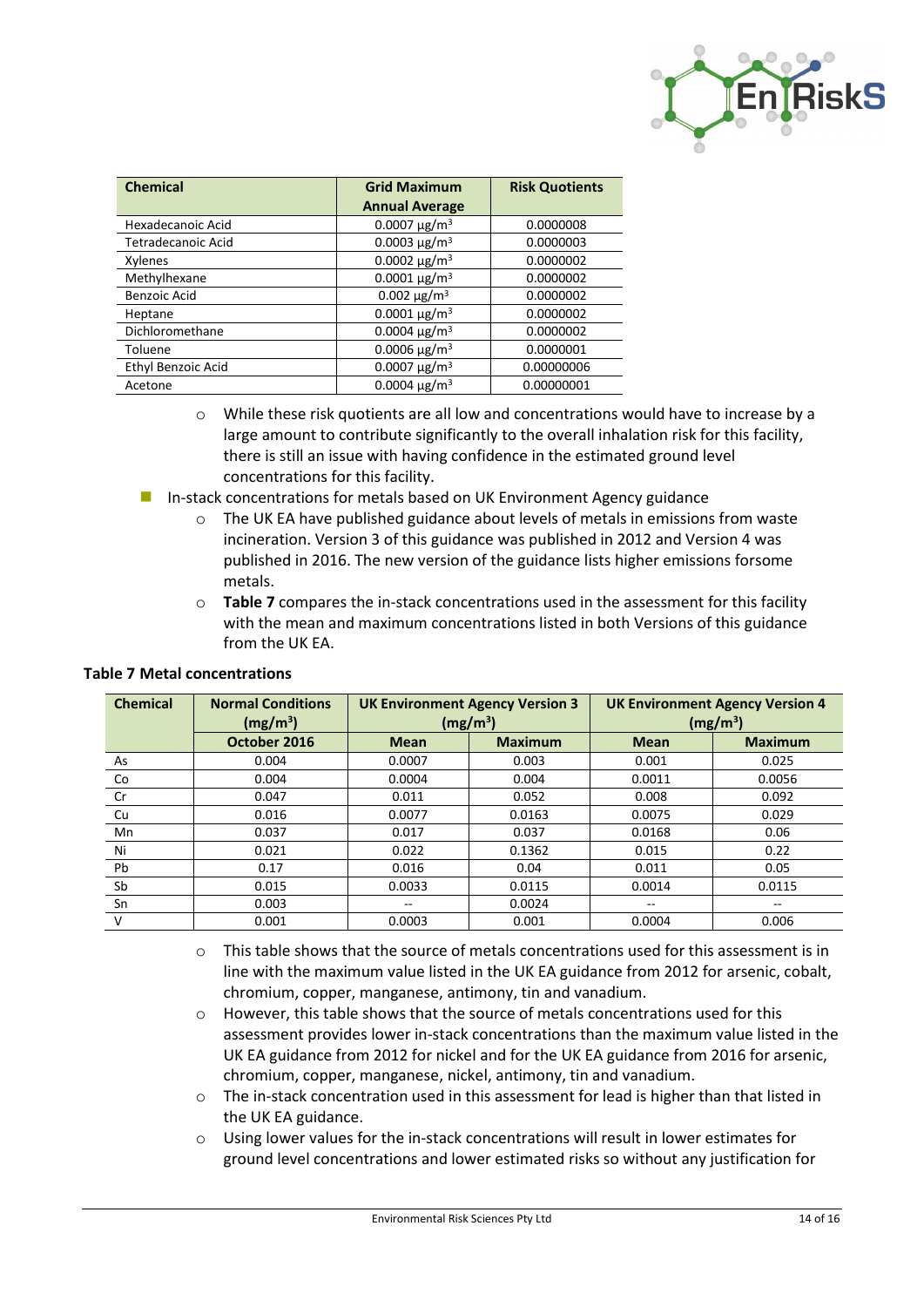| Chemical | Grid Maximum Annual Average | Risk Quotients |
|---|---|---|
| Hexadecanoic Acid | 0.0007 µg/m³ | 0.0000008 |
| Tetradecanoic Acid | 0.0003 µg/m³ | 0.0000003 |
| Xylenes | 0.0002 µg/m³ | 0.0000002 |
| Methylhexane | 0.0001 µg/m³ | 0.0000002 |
| Benzoic Acid | 0.002 µg/m³ | 0.0000002 |
| Heptane | 0.0001 µg/m³ | 0.0000002 |
| Dichloromethane | 0.0004 µg/m³ | 0.0000002 |
| Toluene | 0.0006 µg/m³ | 0.0000001 |
| Ethyl Benzoic Acid | 0.0007 µg/m³ | 0.00000006 |
| Acetone | 0.0004 µg/m³ | 0.00000001 |

- While these risk quotients are all low and concentrations would have to increase by a large amount to contribute significantly to the overall inhalation risk for this facility, there is still an issue with having confidence in the estimated ground level concentrations for this facility.

- In-stack concentrations for metals based on UK Environment Agency guidance
  - The UK EA have published guidance about levels of metals in emissions from waste incineration. Version 3 of this guidance was published in 2012 and Version 4 was published in 2016. The new version of the guidance lists higher emissions forsome metals.
  - **Table 7** compares the in-stack concentrations used in the assessment for this facility with the mean and maximum concentrations listed in both Versions of this guidance from the UK EA.

**Table 7 Metal concentrations**

| Chemical | Normal Conditions (mg/m³) | UK Environment Agency Version 3 (mg/m³) | | UK Environment Agency Version 4 (mg/m³) | |
|---|---|---|---|---|---|
| | October 2016 | Mean | Maximum | Mean | Maximum |
| As | 0.004 | 0.0007 | 0.003 | 0.001 | 0.025 |
| Co | 0.004 | 0.0004 | 0.004 | 0.0011 | 0.0056 |
| Cr | 0.047 | 0.011 | 0.052 | 0.008 | 0.092 |
| Cu | 0.016 | 0.0077 | 0.0163 | 0.0075 | 0.029 |
| Mn | 0.037 | 0.017 | 0.037 | 0.0168 | 0.06 |
| Ni | 0.021 | 0.022 | 0.1362 | 0.015 | 0.22 |
| Pb | 0.17 | 0.016 | 0.04 | 0.011 | 0.05 |
| Sb | 0.015 | 0.0033 | 0.0115 | 0.0014 | 0.0115 |
| Sn | 0.003 | -- | 0.0024 | -- | -- |
| V | 0.001 | 0.0003 | 0.001 | 0.0004 | 0.006 |

- This table shows that the source of metals concentrations used for this assessment is in line with the maximum value listed in the UK EA guidance from 2012 for arsenic, cobalt, chromium, copper, manganese, antimony, tin and vanadium.
- However, this table shows that the source of metals concentrations used for this assessment provides lower in-stack concentrations than the maximum value listed in the UK EA guidance from 2012 for nickel and for the UK EA guidance from 2016 for arsenic, chromium, copper, manganese, nickel, antimony, tin and vanadium.
- The in-stack concentration used in this assessment for lead is higher than that listed in the UK EA guidance.
- Using lower values for the in-stack concentrations will result in lower estimates for ground level concentrations and lower estimated risks so without any justification for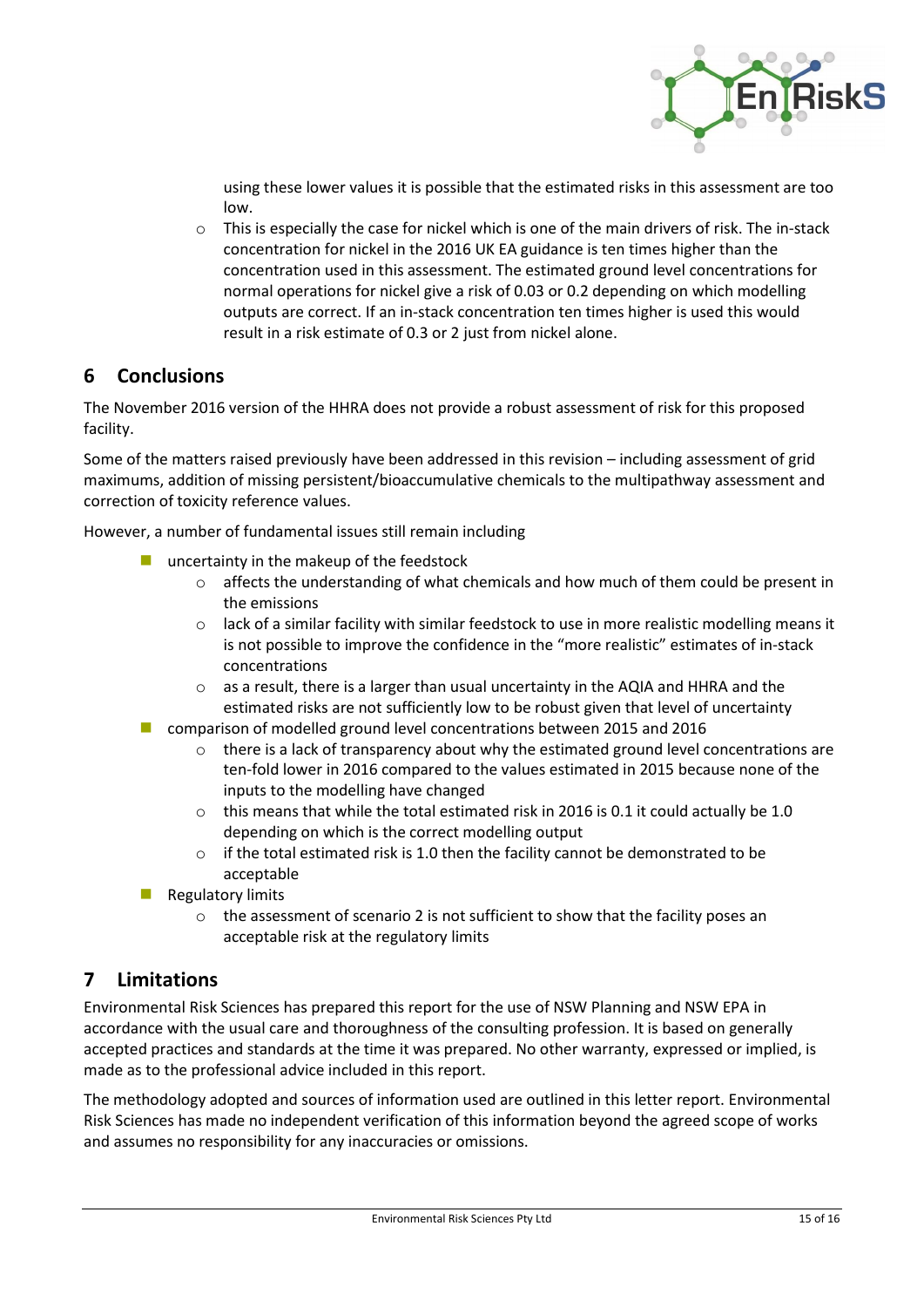using these lower values it is possible that the estimated risks in this assessment are too low.

  - This is especially the case for nickel which is one of the main drivers of risk. The in-stack concentration for nickel in the 2016 UK EA guidance is ten times higher than the concentration used in this assessment. The estimated ground level concentrations for normal operations for nickel give a risk of 0.03 or 0.2 depending on which modelling outputs are correct. If an in-stack concentration ten times higher is used this would result in a risk estimate of 0.3 or 2 just from nickel alone.

## 6 Conclusions

The November 2016 version of the HHRA does not provide a robust assessment of risk for this proposed facility.

Some of the matters raised previously have been addressed in this revision – including assessment of grid maximums, addition of missing persistent/bioaccumulative chemicals to the multipathway assessment and correction of toxicity reference values.

However, a number of fundamental issues still remain including

- uncertainty in the makeup of the feedstock
  - affects the understanding of what chemicals and how much of them could be present in the emissions
  - lack of a similar facility with similar feedstock to use in more realistic modelling means it is not possible to improve the confidence in the "more realistic" estimates of in-stack concentrations
  - as a result, there is a larger than usual uncertainty in the AQIA and HHRA and the estimated risks are not sufficiently low to be robust given that level of uncertainty
- comparison of modelled ground level concentrations between 2015 and 2016
  - there is a lack of transparency about why the estimated ground level concentrations are ten-fold lower in 2016 compared to the values estimated in 2015 because none of the inputs to the modelling have changed
  - this means that while the total estimated risk in 2016 is 0.1 it could actually be 1.0 depending on which is the correct modelling output
  - if the total estimated risk is 1.0 then the facility cannot be demonstrated to be acceptable
- Regulatory limits
  - the assessment of scenario 2 is not sufficient to show that the facility poses an acceptable risk at the regulatory limits

## 7 Limitations

Environmental Risk Sciences has prepared this report for the use of NSW Planning and NSW EPA in accordance with the usual care and thoroughness of the consulting profession. It is based on generally accepted practices and standards at the time it was prepared. No other warranty, expressed or implied, is made as to the professional advice included in this report.

The methodology adopted and sources of information used are outlined in this letter report. Environmental Risk Sciences has made no independent verification of this information beyond the agreed scope of works and assumes no responsibility for any inaccuracies or omissions.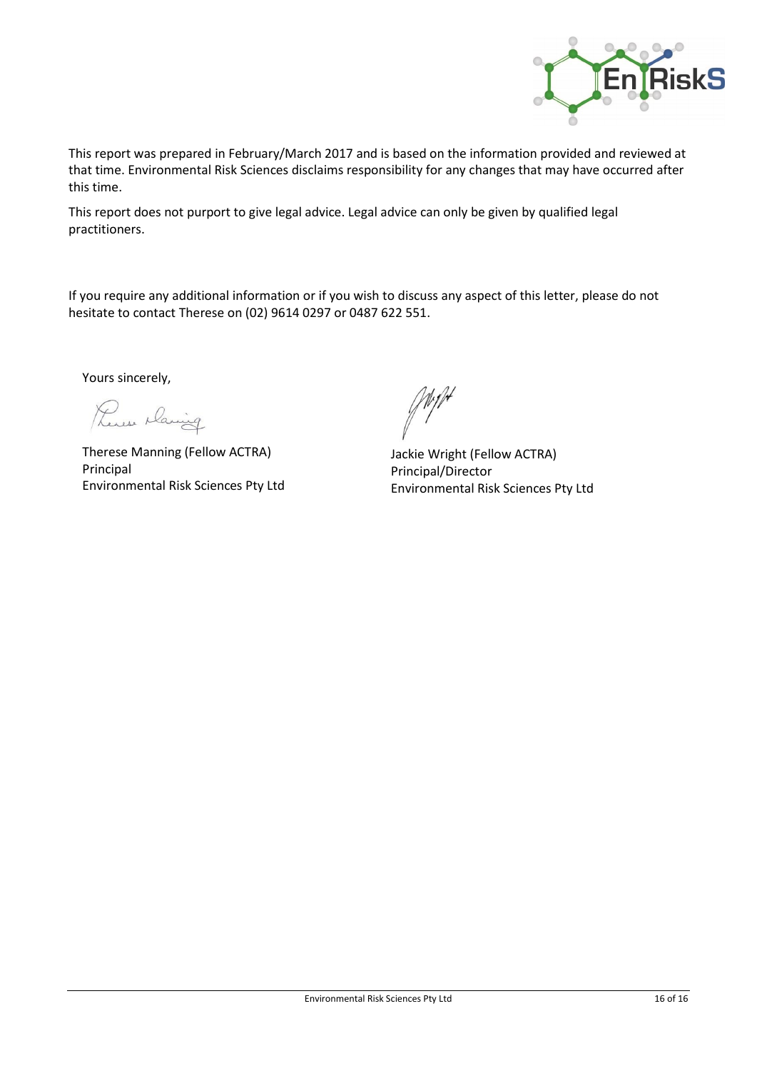This report was prepared in February/March 2017 and is based on the information provided and reviewed at that time. Environmental Risk Sciences disclaims responsibility for any changes that may have occurred after this time.

This report does not purport to give legal advice. Legal advice can only be given by qualified legal practitioners.

If you require any additional information or if you wish to discuss any aspect of this letter, please do not hesitate to contact Therese on (02) 9614 0297 or 0487 622 551.

Yours sincerely,

Therese Manning (Fellow ACTRA)
Principal
Environmental Risk Sciences Pty Ltd

Jackie Wright (Fellow ACTRA)
Principal/Director
Environmental Risk Sciences Pty Ltd